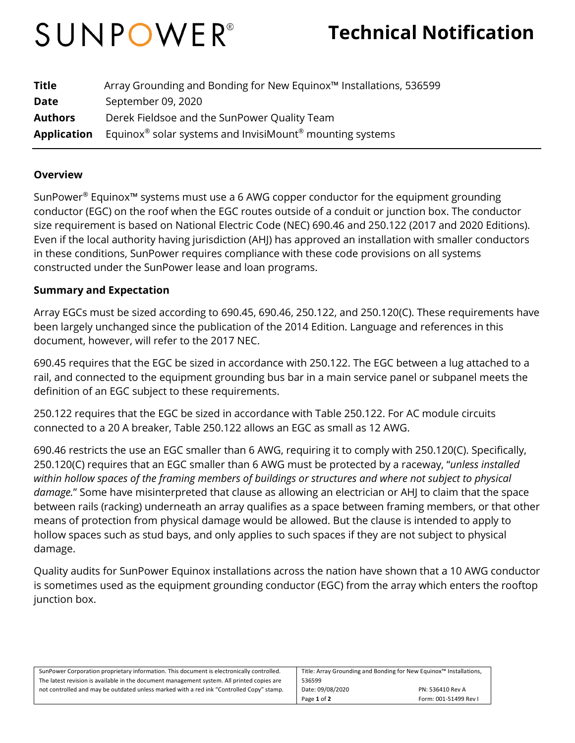# SUNPOWER®

# Technical Notification

| | |
|---|---|
| **Title** | Array Grounding and Bonding for New Equinox™ Installations, 536599 |
| **Date** | September 09, 2020 |
| **Authors** | Derek Fieldsoe and the SunPower Quality Team |
| **Application** | Equinox® solar systems and InvisiMount® mounting systems |

## Overview

SunPower® Equinox™ systems must use a 6 AWG copper conductor for the equipment grounding conductor (EGC) on the roof when the EGC routes outside of a conduit or junction box. The conductor size requirement is based on National Electric Code (NEC) 690.46 and 250.122 (2017 and 2020 Editions). Even if the local authority having jurisdiction (AHJ) has approved an installation with smaller conductors in these conditions, SunPower requires compliance with these code provisions on all systems constructed under the SunPower lease and loan programs.

## Summary and Expectation

Array EGCs must be sized according to 690.45, 690.46, 250.122, and 250.120(C). These requirements have been largely unchanged since the publication of the 2014 Edition. Language and references in this document, however, will refer to the 2017 NEC.

690.45 requires that the EGC be sized in accordance with 250.122. The EGC between a lug attached to a rail, and connected to the equipment grounding bus bar in a main service panel or subpanel meets the definition of an EGC subject to these requirements.

250.122 requires that the EGC be sized in accordance with Table 250.122. For AC module circuits connected to a 20 A breaker, Table 250.122 allows an EGC as small as 12 AWG.

690.46 restricts the use an EGC smaller than 6 AWG, requiring it to comply with 250.120(C). Specifically, 250.120(C) requires that an EGC smaller than 6 AWG must be protected by a raceway, "*unless installed within hollow spaces of the framing members of buildings or structures and where not subject to physical damage.*" Some have misinterpreted that clause as allowing an electrician or AHJ to claim that the space between rails (racking) underneath an array qualifies as a space between framing members, or that other means of protection from physical damage would be allowed. But the clause is intended to apply to hollow spaces such as stud bays, and only applies to such spaces if they are not subject to physical damage.

Quality audits for SunPower Equinox installations across the nation have shown that a 10 AWG conductor is sometimes used as the equipment grounding conductor (EGC) from the array which enters the rooftop junction box.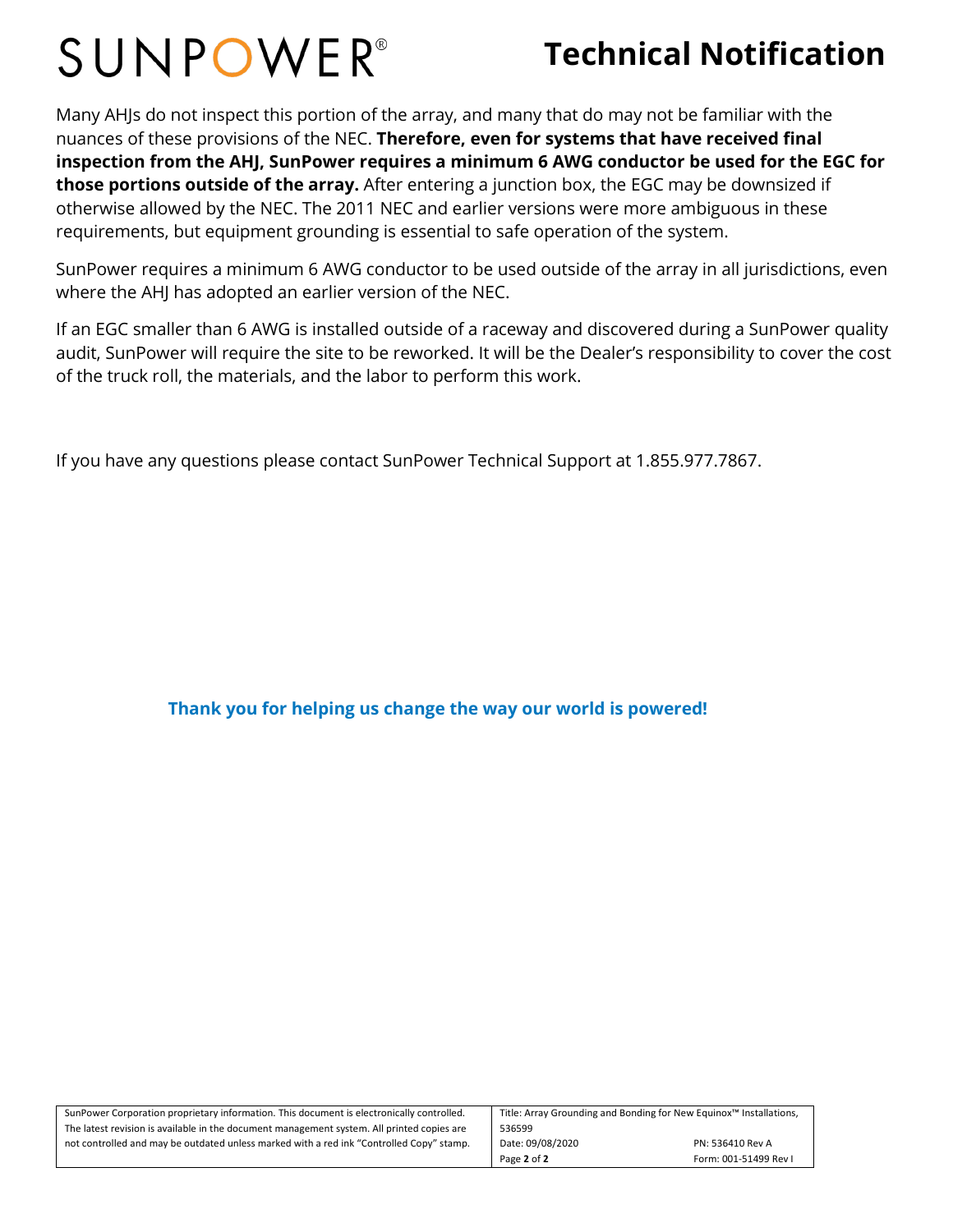Many AHJs do not inspect this portion of the array, and many that do may not be familiar with the nuances of these provisions of the NEC. **Therefore, even for systems that have received final inspection from the AHJ, SunPower requires a minimum 6 AWG conductor be used for the EGC for those portions outside of the array.** After entering a junction box, the EGC may be downsized if otherwise allowed by the NEC. The 2011 NEC and earlier versions were more ambiguous in these requirements, but equipment grounding is essential to safe operation of the system.

SunPower requires a minimum 6 AWG conductor to be used outside of the array in all jurisdictions, even where the AHJ has adopted an earlier version of the NEC.

If an EGC smaller than 6 AWG is installed outside of a raceway and discovered during a SunPower quality audit, SunPower will require the site to be reworked. It will be the Dealer's responsibility to cover the cost of the truck roll, the materials, and the labor to perform this work.

If you have any questions please contact SunPower Technical Support at 1.855.977.7867.

**Thank you for helping us change the way our world is powered!**